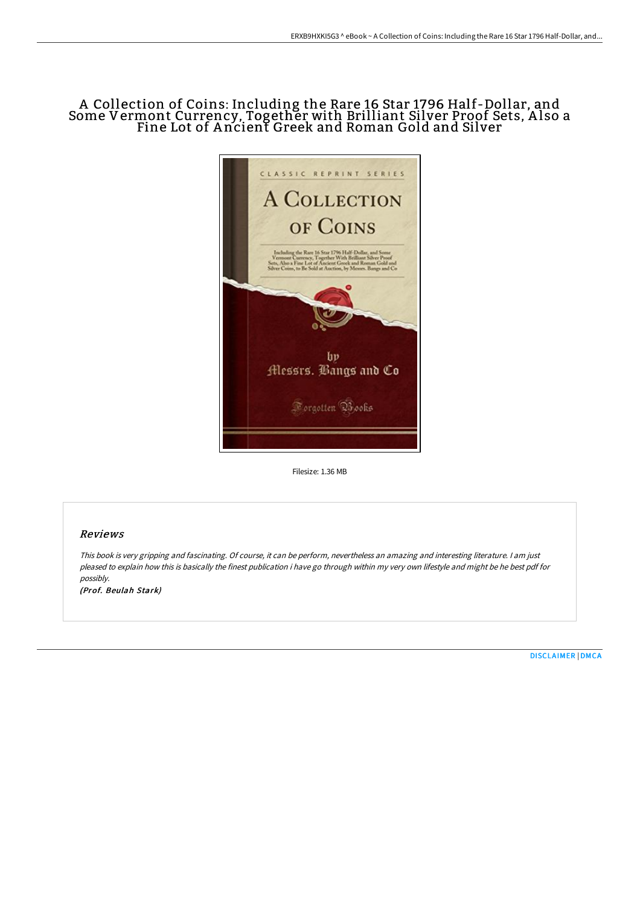# A Collection of Coins: Including the Rare 16 Star 1796 Half-Dollar, and Some Vermont Currency, Together with Brilliant Silver Proof Sets, Also a Fine Lot of Ancient Greek and Roman Gold and Silver

Filesize: 1.36 MB

## Reviews

*This book is very gripping and fascinating. Of course, it can be perform, nevertheless an amazing and interesting literature. I am just pleased to explain how this is basically the finest publication i have go through within my very own lifestyle and might be he best pdf for possibly.*

*(Prof. Beulah Stark)*

DISCLAIMER | DMCA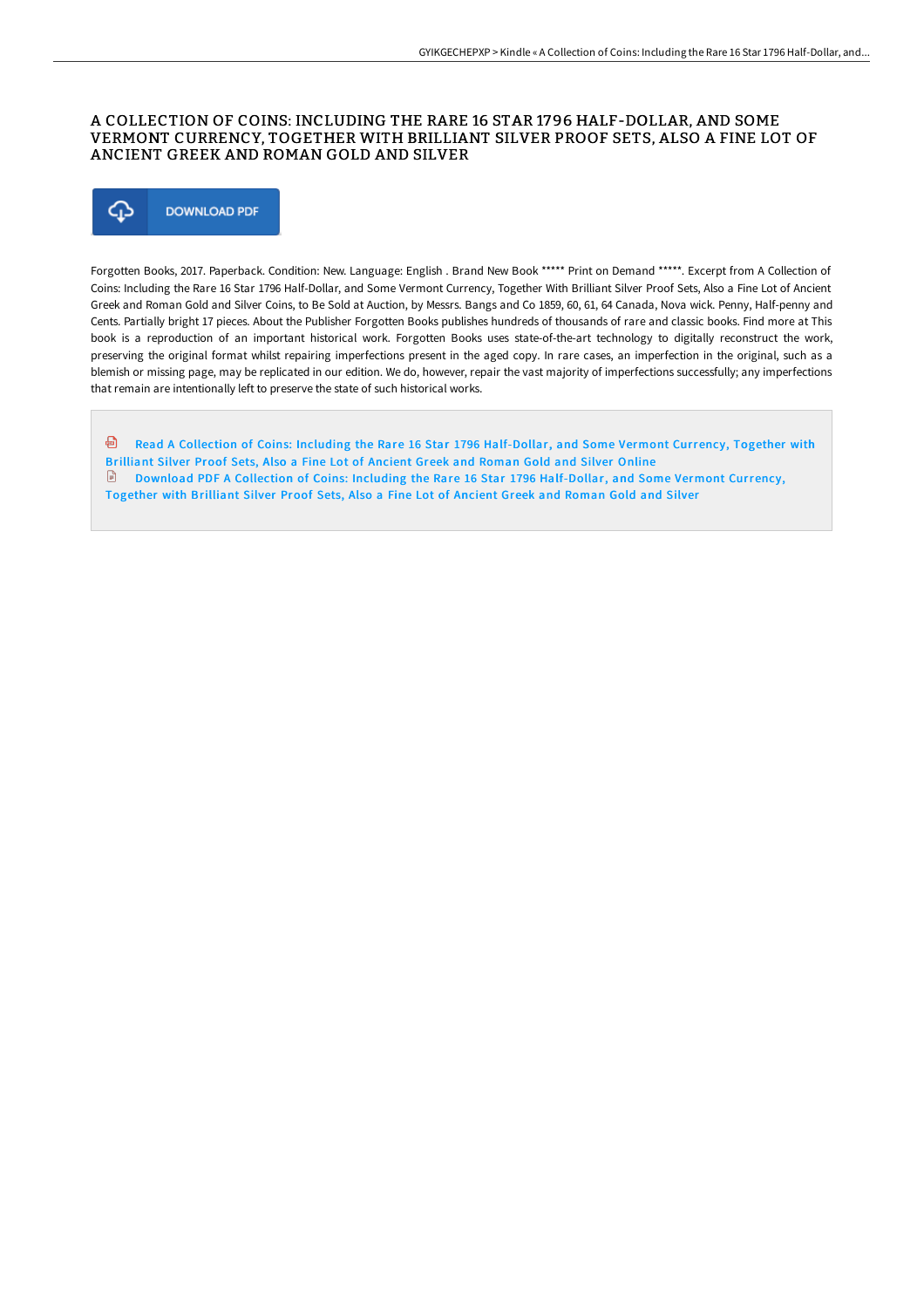# A COLLECTION OF COINS: INCLUDING THE RARE 16 STAR 1796 HALF-DOLLAR, AND SOME VERMONT CURRENCY, TOGETHER WITH BRILLIANT SILVER PROOF SETS, ALSO A FINE LOT OF ANCIENT GREEK AND ROMAN GOLD AND SILVER

DOWNLOAD PDF

Forgotten Books, 2017. Paperback. Condition: New. Language: English . Brand New Book ***** Print on Demand *****. Excerpt from A Collection of Coins: Including the Rare 16 Star 1796 Half-Dollar, and Some Vermont Currency, Together With Brilliant Silver Proof Sets, Also a Fine Lot of Ancient Greek and Roman Gold and Silver Coins, to Be Sold at Auction, by Messrs. Bangs and Co 1859, 60, 61, 64 Canada, Nova wick. Penny, Half-penny and Cents. Partially bright 17 pieces. About the Publisher Forgotten Books publishes hundreds of thousands of rare and classic books. Find more at This book is a reproduction of an important historical work. Forgotten Books uses state-of-the-art technology to digitally reconstruct the work, preserving the original format whilst repairing imperfections present in the aged copy. In rare cases, an imperfection in the original, such as a blemish or missing page, may be replicated in our edition. We do, however, repair the vast majority of imperfections successfully; any imperfections that remain are intentionally left to preserve the state of such historical works.

Read A Collection of Coins: Including the Rare 16 Star 1796 Half-Dollar, and Some Vermont Currency, Together with Brilliant Silver Proof Sets, Also a Fine Lot of Ancient Greek and Roman Gold and Silver Online

Download PDF A Collection of Coins: Including the Rare 16 Star 1796 Half-Dollar, and Some Vermont Currency, Together with Brilliant Silver Proof Sets, Also a Fine Lot of Ancient Greek and Roman Gold and Silver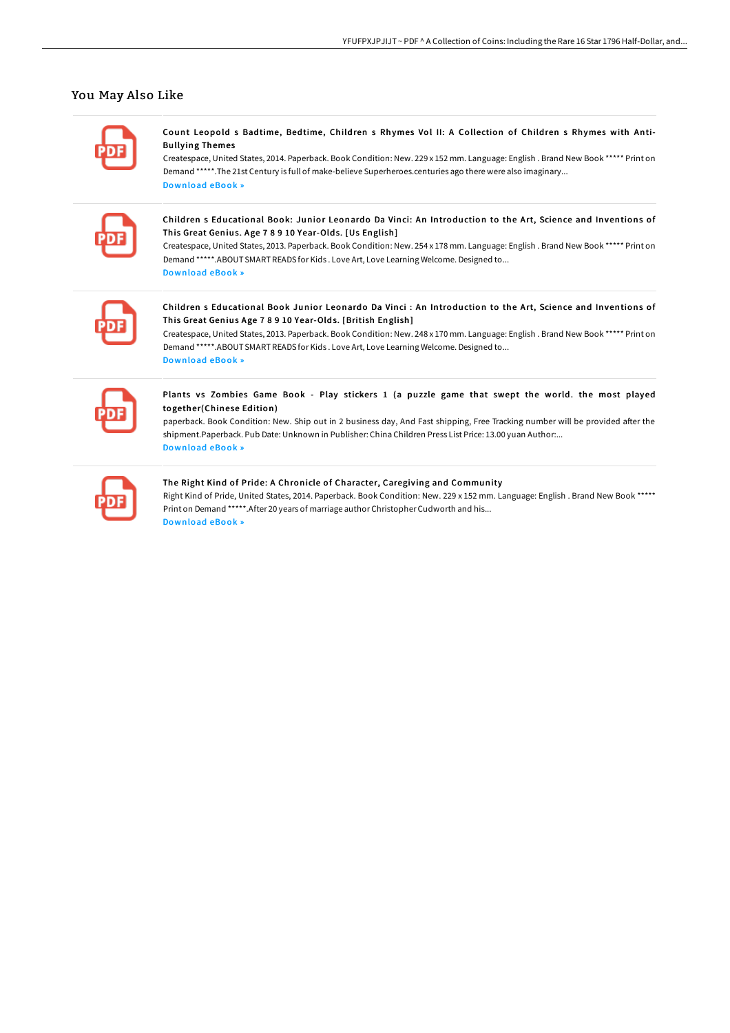## You May Also Like

**Count Leopold s Badtime, Bedtime, Children s Rhymes Vol II: A Collection of Children s Rhymes with Anti-Bullying Themes**

Createspace, United States, 2014. Paperback. Book Condition: New. 229 x 152 mm. Language: English . Brand New Book ***** Print on Demand *****.The 21st Century is full of make-believe Superheroes.centuries ago there were also imaginary...

Download eBook »

**Children s Educational Book: Junior Leonardo Da Vinci: An Introduction to the Art, Science and Inventions of This Great Genius. Age 7 8 9 10 Year-Olds. [Us English]**

Createspace, United States, 2013. Paperback. Book Condition: New. 254 x 178 mm. Language: English . Brand New Book ***** Print on Demand *****.ABOUT SMART READS for Kids . Love Art, Love Learning Welcome. Designed to...

Download eBook »

**Children s Educational Book Junior Leonardo Da Vinci : An Introduction to the Art, Science and Inventions of This Great Genius Age 7 8 9 10 Year-Olds. [British English]**

Createspace, United States, 2013. Paperback. Book Condition: New. 248 x 170 mm. Language: English . Brand New Book ***** Print on Demand *****.ABOUT SMART READS for Kids . Love Art, Love Learning Welcome. Designed to...

Download eBook »

**Plants vs Zombies Game Book - Play stickers 1 (a puzzle game that swept the world. the most played together(Chinese Edition)**

paperback. Book Condition: New. Ship out in 2 business day, And Fast shipping, Free Tracking number will be provided after the shipment.Paperback. Pub Date: Unknown in Publisher: China Children Press List Price: 13.00 yuan Author:...

Download eBook »

**The Right Kind of Pride: A Chronicle of Character, Caregiving and Community**

Right Kind of Pride, United States, 2014. Paperback. Book Condition: New. 229 x 152 mm. Language: English . Brand New Book ***** Print on Demand *****.After 20 years of marriage author Christopher Cudworth and his...

Download eBook »